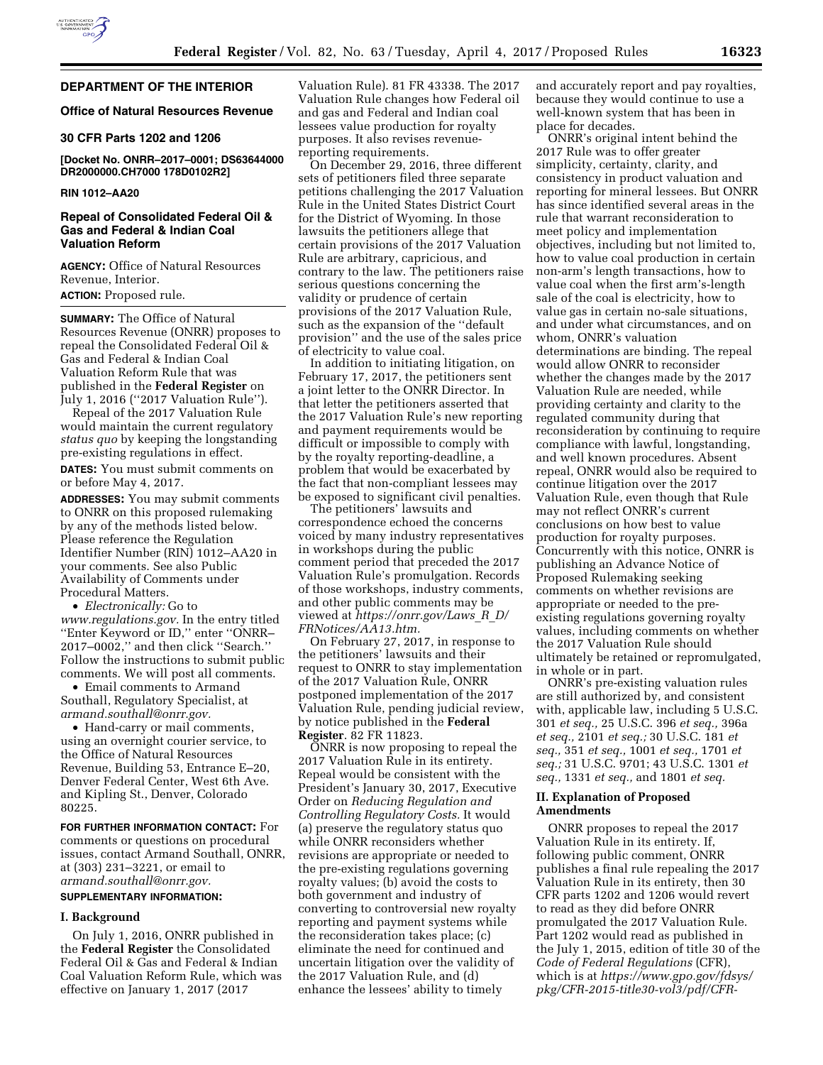## DEPARTMENT OF THE INTERIOR

### Office of Natural Resources Revenue

### 30 CFR Parts 1202 and 1206

**[Docket No. ONRR–2017–0001; DS63644000 DR2000000.CH7000 178D0102R2]**

**RIN 1012–AA20**

### Repeal of Consolidated Federal Oil & Gas and Federal & Indian Coal Valuation Reform

**AGENCY:** Office of Natural Resources Revenue, Interior.

**ACTION:** Proposed rule.

**SUMMARY:** The Office of Natural Resources Revenue (ONRR) proposes to repeal the Consolidated Federal Oil & Gas and Federal & Indian Coal Valuation Reform Rule that was published in the **Federal Register** on July 1, 2016 (''2017 Valuation Rule'').

Repeal of the 2017 Valuation Rule would maintain the current regulatory *status quo* by keeping the longstanding pre-existing regulations in effect.

**DATES:** You must submit comments on or before May 4, 2017.

**ADDRESSES:** You may submit comments to ONRR on this proposed rulemaking by any of the methods listed below. Please reference the Regulation Identifier Number (RIN) 1012–AA20 in your comments. See also Public Availability of Comments under Procedural Matters.

- *Electronically:* Go to *www.regulations.gov.* In the entry titled ''Enter Keyword or ID,'' enter ''ONRR–2017–0002,'' and then click ''Search.'' Follow the instructions to submit public comments. We will post all comments.
- Email comments to Armand Southall, Regulatory Specialist, at *armand.southall@onrr.gov.*
- Hand-carry or mail comments, using an overnight courier service, to the Office of Natural Resources Revenue, Building 53, Entrance E–20, Denver Federal Center, West 6th Ave. and Kipling St., Denver, Colorado 80225.

**FOR FURTHER INFORMATION CONTACT:** For comments or questions on procedural issues, contact Armand Southall, ONRR, at (303) 231–3221, or email to *armand.southall@onrr.gov.*

**SUPPLEMENTARY INFORMATION:**

## I. Background

On July 1, 2016, ONRR published in the **Federal Register** the Consolidated Federal Oil & Gas and Federal & Indian Coal Valuation Reform Rule, which was effective on January 1, 2017 (2017 Valuation Rule). 81 FR 43338. The 2017 Valuation Rule changes how Federal oil and gas and Federal and Indian coal lessees value production for royalty purposes. It also revises revenue-reporting requirements.

On December 29, 2016, three different sets of petitioners filed three separate petitions challenging the 2017 Valuation Rule in the United States District Court for the District of Wyoming. In those lawsuits the petitioners allege that certain provisions of the 2017 Valuation Rule are arbitrary, capricious, and contrary to the law. The petitioners raise serious questions concerning the validity or prudence of certain provisions of the 2017 Valuation Rule, such as the expansion of the ''default provision'' and the use of the sales price of electricity to value coal.

In addition to initiating litigation, on February 17, 2017, the petitioners sent a joint letter to the ONRR Director. In that letter the petitioners asserted that the 2017 Valuation Rule's new reporting and payment requirements would be difficult or impossible to comply with by the royalty reporting-deadline, a problem that would be exacerbated by the fact that non-compliant lessees may be exposed to significant civil penalties.

The petitioners' lawsuits and correspondence echoed the concerns voiced by many industry representatives in workshops during the public comment period that preceded the 2017 Valuation Rule's promulgation. Records of those workshops, industry comments, and other public comments may be viewed at *https://onrr.gov/Laws_R_D/FRNotices/AA13.htm.*

On February 27, 2017, in response to the petitioners' lawsuits and their request to ONRR to stay implementation of the 2017 Valuation Rule, ONRR postponed implementation of the 2017 Valuation Rule, pending judicial review, by notice published in the **Federal Register**. 82 FR 11823.

ONRR is now proposing to repeal the 2017 Valuation Rule in its entirety. Repeal would be consistent with the President's January 30, 2017, Executive Order on *Reducing Regulation and Controlling Regulatory Costs.* It would (a) preserve the regulatory status quo while ONRR reconsiders whether revisions are appropriate or needed to the pre-existing regulations governing royalty values; (b) avoid the costs to both government and industry of converting to controversial new royalty reporting and payment systems while the reconsideration takes place; (c) eliminate the need for continued and uncertain litigation over the validity of the 2017 Valuation Rule, and (d) enhance the lessees' ability to timely and accurately report and pay royalties, because they would continue to use a well-known system that has been in place for decades.

ONRR's original intent behind the 2017 Rule was to offer greater simplicity, certainty, clarity, and consistency in product valuation and reporting for mineral lessees. But ONRR has since identified several areas in the rule that warrant reconsideration to meet policy and implementation objectives, including but not limited to, how to value coal production in certain non-arm's length transactions, how to value coal when the first arm's-length sale of the coal is electricity, how to value gas in certain no-sale situations, and under what circumstances, and on whom, ONRR's valuation determinations are binding. The repeal would allow ONRR to reconsider whether the changes made by the 2017 Valuation Rule are needed, while providing certainty and clarity to the regulated community during that reconsideration by continuing to require compliance with lawful, longstanding, and well known procedures. Absent repeal, ONRR would also be required to continue litigation over the 2017 Valuation Rule, even though that Rule may not reflect ONRR's current conclusions on how best to value production for royalty purposes. Concurrently with this notice, ONRR is publishing an Advance Notice of Proposed Rulemaking seeking comments on whether revisions are appropriate or needed to the pre-existing regulations governing royalty values, including comments on whether the 2017 Valuation Rule should ultimately be retained or repromulgated, in whole or in part.

ONRR's pre-existing valuation rules are still authorized by, and consistent with, applicable law, including 5 U.S.C. 301 *et seq.,* 25 U.S.C. 396 *et seq.,* 396a *et seq.,* 2101 *et seq.;* 30 U.S.C. 181 *et seq.,* 351 *et seq.,* 1001 *et seq.,* 1701 *et seq.;* 31 U.S.C. 9701; 43 U.S.C. 1301 *et seq.,* 1331 *et seq.,* and 1801 *et seq.*

## II. Explanation of Proposed Amendments

ONRR proposes to repeal the 2017 Valuation Rule in its entirety. If, following public comment, ONRR publishes a final rule repealing the 2017 Valuation Rule in its entirety, then 30 CFR parts 1202 and 1206 would revert to read as they did before ONRR promulgated the 2017 Valuation Rule. Part 1202 would read as published in the July 1, 2015, edition of title 30 of the *Code of Federal Regulations* (CFR), which is at *https://www.gpo.gov/fdsys/pkg/CFR-2015-title30-vol3/pdf/CFR-*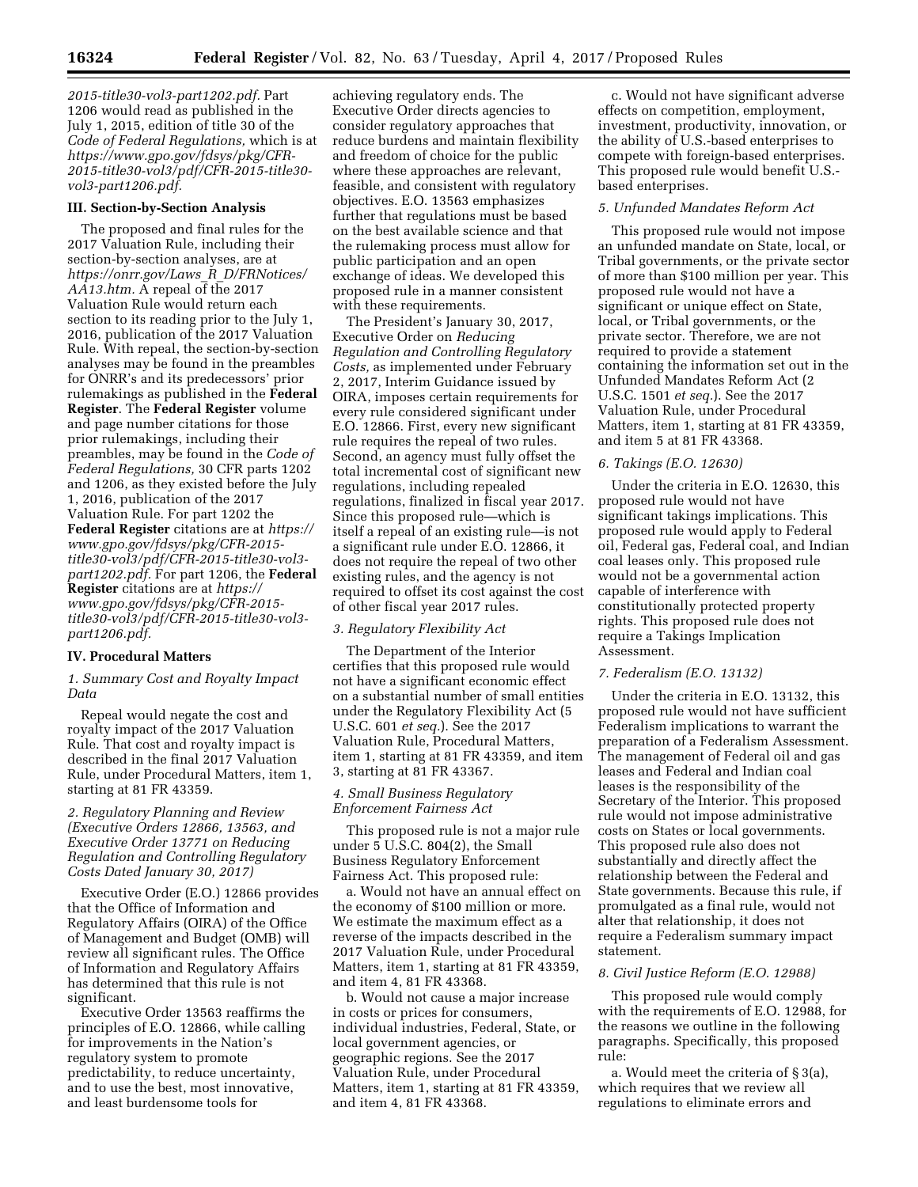*2015-title30-vol3-part1202.pdf.* Part 1206 would read as published in the July 1, 2015, edition of title 30 of the *Code of Federal Regulations,* which is at *https://www.gpo.gov/fdsys/pkg/CFR-2015-title30-vol3/pdf/CFR-2015-title30-vol3-part1206.pdf.*

### III. Section-by-Section Analysis

The proposed and final rules for the 2017 Valuation Rule, including their section-by-section analyses, are at *https://onrr.gov/Laws_R_D/FRNotices/AA13.htm.* A repeal of the 2017 Valuation Rule would return each section to its reading prior to the July 1, 2016, publication of the 2017 Valuation Rule. With repeal, the section-by-section analyses may be found in the preambles for ONRR's and its predecessors' prior rulemakings as published in the **Federal Register**. The **Federal Register** volume and page number citations for those prior rulemakings, including their preambles, may be found in the *Code of Federal Regulations,* 30 CFR parts 1202 and 1206, as they existed before the July 1, 2016, publication of the 2017 Valuation Rule. For part 1202 the **Federal Register** citations are at *https://www.gpo.gov/fdsys/pkg/CFR-2015-title30-vol3/pdf/CFR-2015-title30-vol3-part1202.pdf.* For part 1206, the **Federal Register** citations are at *https://www.gpo.gov/fdsys/pkg/CFR-2015-title30-vol3/pdf/CFR-2015-title30-vol3-part1206.pdf.*

### IV. Procedural Matters

*1. Summary Cost and Royalty Impact Data*

Repeal would negate the cost and royalty impact of the 2017 Valuation Rule. That cost and royalty impact is described in the final 2017 Valuation Rule, under Procedural Matters, item 1, starting at 81 FR 43359.

*2. Regulatory Planning and Review (Executive Orders 12866, 13563, and Executive Order 13771 on Reducing Regulation and Controlling Regulatory Costs Dated January 30, 2017)*

Executive Order (E.O.) 12866 provides that the Office of Information and Regulatory Affairs (OIRA) of the Office of Management and Budget (OMB) will review all significant rules. The Office of Information and Regulatory Affairs has determined that this rule is not significant.

Executive Order 13563 reaffirms the principles of E.O. 12866, while calling for improvements in the Nation's regulatory system to promote predictability, to reduce uncertainty, and to use the best, most innovative, and least burdensome tools for achieving regulatory ends. The Executive Order directs agencies to consider regulatory approaches that reduce burdens and maintain flexibility and freedom of choice for the public where these approaches are relevant, feasible, and consistent with regulatory objectives. E.O. 13563 emphasizes further that regulations must be based on the best available science and that the rulemaking process must allow for public participation and an open exchange of ideas. We developed this proposed rule in a manner consistent with these requirements.

The President's January 30, 2017, Executive Order on *Reducing Regulation and Controlling Regulatory Costs,* as implemented under February 2, 2017, Interim Guidance issued by OIRA, imposes certain requirements for every rule considered significant under E.O. 12866. First, every new significant rule requires the repeal of two rules. Second, an agency must fully offset the total incremental cost of significant new regulations, including repealed regulations, finalized in fiscal year 2017. Since this proposed rule—which is itself a repeal of an existing rule—is not a significant rule under E.O. 12866, it does not require the repeal of two other existing rules, and the agency is not required to offset its cost against the cost of other fiscal year 2017 rules.

*3. Regulatory Flexibility Act*

The Department of the Interior certifies that this proposed rule would not have a significant economic effect on a substantial number of small entities under the Regulatory Flexibility Act (5 U.S.C. 601 *et seq.*). See the 2017 Valuation Rule, Procedural Matters, item 1, starting at 81 FR 43359, and item 3, starting at 81 FR 43367.

*4. Small Business Regulatory Enforcement Fairness Act*

This proposed rule is not a major rule under 5 U.S.C. 804(2), the Small Business Regulatory Enforcement Fairness Act. This proposed rule:

a. Would not have an annual effect on the economy of $100 million or more. We estimate the maximum effect as a reverse of the impacts described in the 2017 Valuation Rule, under Procedural Matters, item 1, starting at 81 FR 43359, and item 4, 81 FR 43368.

b. Would not cause a major increase in costs or prices for consumers, individual industries, Federal, State, or local government agencies, or geographic regions. See the 2017 Valuation Rule, under Procedural Matters, item 1, starting at 81 FR 43359, and item 4, 81 FR 43368.

c. Would not have significant adverse effects on competition, employment, investment, productivity, innovation, or the ability of U.S.-based enterprises to compete with foreign-based enterprises. This proposed rule would benefit U.S.-based enterprises.

*5. Unfunded Mandates Reform Act*

This proposed rule would not impose an unfunded mandate on State, local, or Tribal governments, or the private sector of more than $100 million per year. This proposed rule would not have a significant or unique effect on State, local, or Tribal governments, or the private sector. Therefore, we are not required to provide a statement containing the information set out in the Unfunded Mandates Reform Act (2 U.S.C. 1501 *et seq.*). See the 2017 Valuation Rule, under Procedural Matters, item 1, starting at 81 FR 43359, and item 5 at 81 FR 43368.

*6. Takings (E.O. 12630)*

Under the criteria in E.O. 12630, this proposed rule would not have significant takings implications. This proposed rule would apply to Federal oil, Federal gas, Federal coal, and Indian coal leases only. This proposed rule would not be a governmental action capable of interference with constitutionally protected property rights. This proposed rule does not require a Takings Implication Assessment.

*7. Federalism (E.O. 13132)*

Under the criteria in E.O. 13132, this proposed rule would not have sufficient Federalism implications to warrant the preparation of a Federalism Assessment. The management of Federal oil and gas leases and Federal and Indian coal leases is the responsibility of the Secretary of the Interior. This proposed rule would not impose administrative costs on States or local governments. This proposed rule also does not substantially and directly affect the relationship between the Federal and State governments. Because this rule, if promulgated as a final rule, would not alter that relationship, it does not require a Federalism summary impact statement.

*8. Civil Justice Reform (E.O. 12988)*

This proposed rule would comply with the requirements of E.O. 12988, for the reasons we outline in the following paragraphs. Specifically, this proposed rule:

a. Would meet the criteria of § 3(a), which requires that we review all regulations to eliminate errors and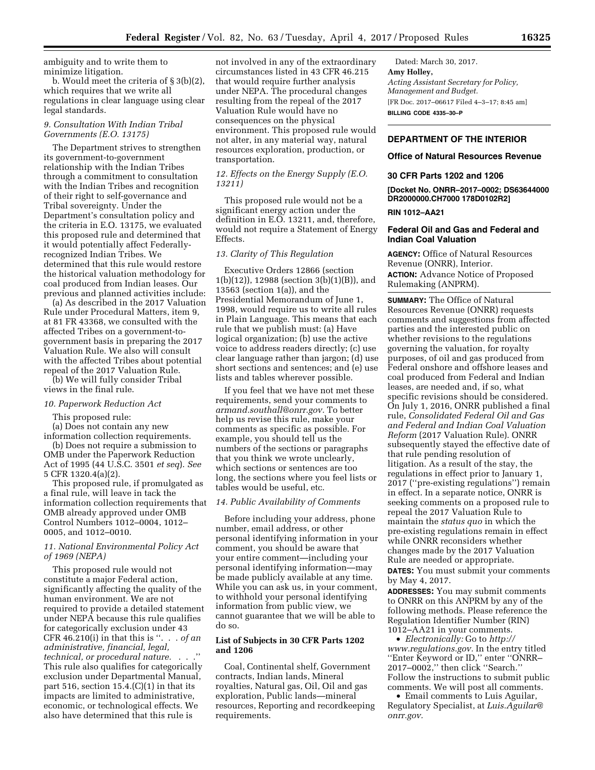ambiguity and to write them to minimize litigation.

b. Would meet the criteria of § 3(b)(2), which requires that we write all regulations in clear language using clear legal standards.

### 9. Consultation With Indian Tribal Governments (E.O. 13175)

The Department strives to strengthen its government-to-government relationship with the Indian Tribes through a commitment to consultation with the Indian Tribes and recognition of their right to self-governance and Tribal sovereignty. Under the Department's consultation policy and the criteria in E.O. 13175, we evaluated this proposed rule and determined that it would potentially affect Federally-recognized Indian Tribes. We determined that this rule would restore the historical valuation methodology for coal produced from Indian leases. Our previous and planned activities include:

(a) As described in the 2017 Valuation Rule under Procedural Matters, item 9, at 81 FR 43368, we consulted with the affected Tribes on a government-to-government basis in preparing the 2017 Valuation Rule. We also will consult with the affected Tribes about potential repeal of the 2017 Valuation Rule.

(b) We will fully consider Tribal views in the final rule.

### 10. Paperwork Reduction Act

This proposed rule:

(a) Does not contain any new information collection requirements.

(b) Does not require a submission to OMB under the Paperwork Reduction Act of 1995 (44 U.S.C. 3501 *et seq*). *See* 5 CFR 1320.4(a)(2).

This proposed rule, if promulgated as a final rule, will leave in tack the information collection requirements that OMB already approved under OMB Control Numbers 1012–0004, 1012–0005, and 1012–0010.

### 11. National Environmental Policy Act of 1969 (NEPA)

This proposed rule would not constitute a major Federal action, significantly affecting the quality of the human environment. We are not required to provide a detailed statement under NEPA because this rule qualifies for categorically exclusion under 43 CFR 46.210(i) in that this is ''. . . *of an administrative, financial, legal, technical, or procedural nature.* . . .'' This rule also qualifies for categorically exclusion under Departmental Manual, part 516, section 15.4.(C)(1) in that its impacts are limited to administrative, economic, or technological effects. We also have determined that this rule is not involved in any of the extraordinary circumstances listed in 43 CFR 46.215 that would require further analysis under NEPA. The procedural changes resulting from the repeal of the 2017 Valuation Rule would have no consequences on the physical environment. This proposed rule would not alter, in any material way, natural resources exploration, production, or transportation.

### 12. Effects on the Energy Supply (E.O. 13211)

This proposed rule would not be a significant energy action under the definition in E.O. 13211, and, therefore, would not require a Statement of Energy Effects.

### 13. Clarity of This Regulation

Executive Orders 12866 (section 1(b)(12)), 12988 (section 3(b)(1)(B)), and 13563 (section 1(a)), and the Presidential Memorandum of June 1, 1998, would require us to write all rules in Plain Language. This means that each rule that we publish must: (a) Have logical organization; (b) use the active voice to address readers directly; (c) use clear language rather than jargon; (d) use short sections and sentences; and (e) use lists and tables wherever possible.

If you feel that we have not met these requirements, send your comments to *armand.southall@onrr.gov.* To better help us revise this rule, make your comments as specific as possible. For example, you should tell us the numbers of the sections or paragraphs that you think we wrote unclearly, which sections or sentences are too long, the sections where you feel lists or tables would be useful, etc.

### 14. Public Availability of Comments

Before including your address, phone number, email address, or other personal identifying information in your comment, you should be aware that your entire comment—including your personal identifying information—may be made publicly available at any time. While you can ask us, in your comment, to withhold your personal identifying information from public view, we cannot guarantee that we will be able to do so.

## List of Subjects in 30 CFR Parts 1202 and 1206

Coal, Continental shelf, Government contracts, Indian lands, Mineral royalties, Natural gas, Oil, Oil and gas exploration, Public lands—mineral resources, Reporting and recordkeeping requirements.

Dated: March 30, 2017.

**Amy Holley,**

*Acting Assistant Secretary for Policy, Management and Budget.*

[FR Doc. 2017–06617 Filed 4–3–17; 8:45 am]

**BILLING CODE 4335–30–P**

---

## DEPARTMENT OF THE INTERIOR

## Office of Natural Resources Revenue

## 30 CFR Parts 1202 and 1206

**[Docket No. ONRR–2017–0002; DS63644000 DR2000000.CH7000 178D0102R2]**

**RIN 1012–AA21**

## Federal Oil and Gas and Federal and Indian Coal Valuation

**AGENCY:** Office of Natural Resources Revenue (ONRR), Interior.

**ACTION:** Advance Notice of Proposed Rulemaking (ANPRM).

**SUMMARY:** The Office of Natural Resources Revenue (ONRR) requests comments and suggestions from affected parties and the interested public on whether revisions to the regulations governing the valuation, for royalty purposes, of oil and gas produced from Federal onshore and offshore leases and coal produced from Federal and Indian leases, are needed and, if so, what specific revisions should be considered. On July 1, 2016, ONRR published a final rule, *Consolidated Federal Oil and Gas and Federal and Indian Coal Valuation Reform* (2017 Valuation Rule). ONRR subsequently stayed the effective date of that rule pending resolution of litigation. As a result of the stay, the regulations in effect prior to January 1, 2017 (''pre-existing regulations'') remain in effect. In a separate notice, ONRR is seeking comments on a proposed rule to repeal the 2017 Valuation Rule to maintain the *status quo* in which the pre-existing regulations remain in effect while ONRR reconsiders whether changes made by the 2017 Valuation Rule are needed or appropriate.

**DATES:** You must submit your comments by May 4, 2017.

**ADDRESSES:** You may submit comments to ONRR on this ANPRM by any of the following methods. Please reference the Regulation Identifier Number (RIN) 1012–AA21 in your comments.

- *Electronically:* Go to *http://www.regulations.gov.* In the entry titled ''Enter Keyword or ID,'' enter ''ONRR–2017–0002,'' then click ''Search.'' Follow the instructions to submit public comments. We will post all comments.
- Email comments to Luis Aguilar, Regulatory Specialist, at *Luis.Aguilar@onrr.gov.*